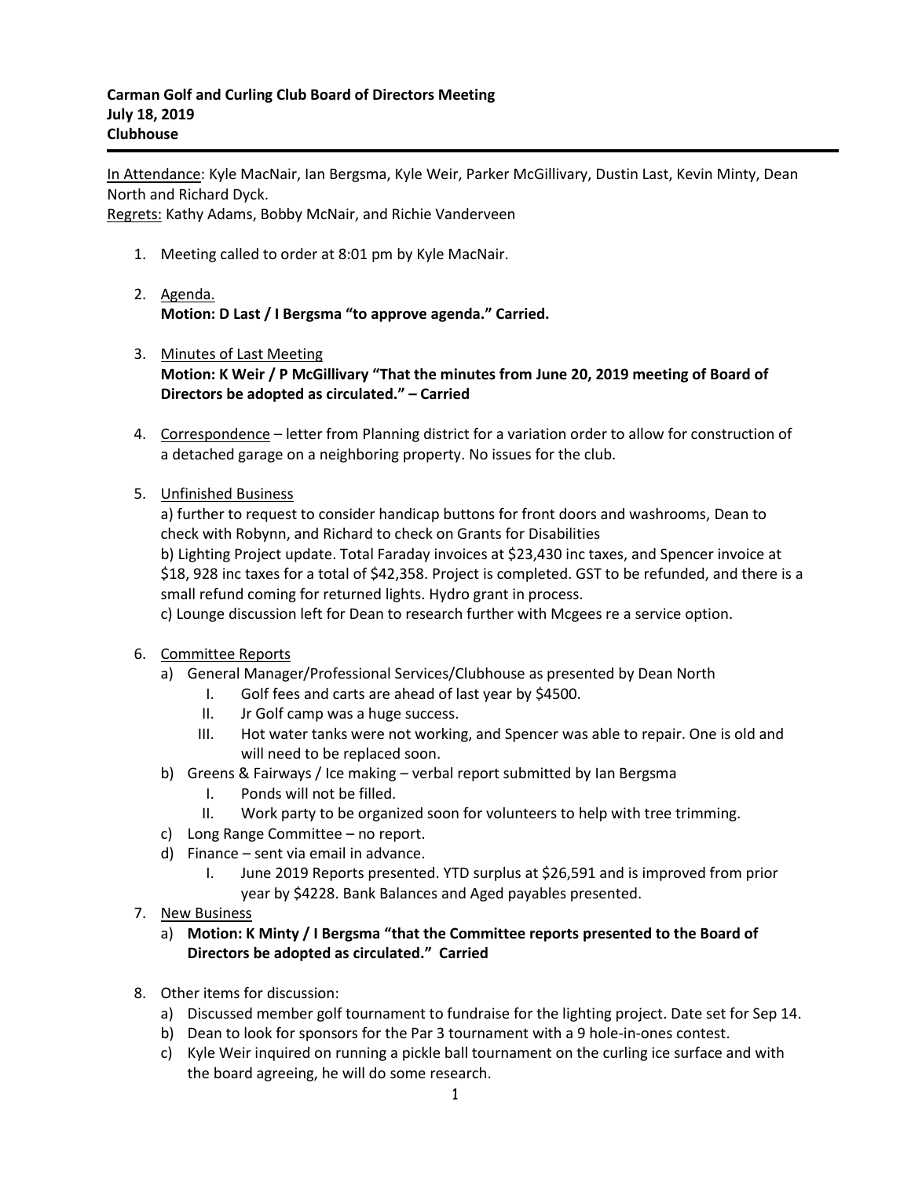**Carman Golf and Curling Club Board of Directors Meeting**
**July 18, 2019**
**Clubhouse**

---

<u>In Attendance</u>: Kyle MacNair, Ian Bergsma, Kyle Weir, Parker McGillivary, Dustin Last, Kevin Minty, Dean North and Richard Dyck.
<u>Regrets:</u> Kathy Adams, Bobby McNair, and Richie Vanderveen

1. Meeting called to order at 8:01 pm by Kyle MacNair.

2. <u>Agenda.</u>
   **Motion: D Last / I Bergsma "to approve agenda." Carried.**

3. <u>Minutes of Last Meeting</u>
   **Motion: K Weir / P McGillivary "That the minutes from June 20, 2019 meeting of Board of Directors be adopted as circulated." – Carried**

4. <u>Correspondence</u> – letter from Planning district for a variation order to allow for construction of a detached garage on a neighboring property. No issues for the club.

5. <u>Unfinished Business</u>
   a) further to request to consider handicap buttons for front doors and washrooms, Dean to check with Robynn, and Richard to check on Grants for Disabilities
   b) Lighting Project update. Total Faraday invoices at $23,430 inc taxes, and Spencer invoice at $18, 928 inc taxes for a total of $42,358. Project is completed. GST to be refunded, and there is a small refund coming for returned lights. Hydro grant in process.
   c) Lounge discussion left for Dean to research further with Mcgees re a service option.

6. <u>Committee Reports</u>
   a) General Manager/Professional Services/Clubhouse as presented by Dean North
      I. Golf fees and carts are ahead of last year by $4500.
      II. Jr Golf camp was a huge success.
      III. Hot water tanks were not working, and Spencer was able to repair. One is old and will need to be replaced soon.
   b) Greens & Fairways / Ice making – verbal report submitted by Ian Bergsma
      I. Ponds will not be filled.
      II. Work party to be organized soon for volunteers to help with tree trimming.
   c) Long Range Committee – no report.
   d) Finance – sent via email in advance.
      I. June 2019 Reports presented. YTD surplus at $26,591 and is improved from prior year by $4228. Bank Balances and Aged payables presented.

7. <u>New Business</u>
   a) **Motion: K Minty / I Bergsma "that the Committee reports presented to the Board of Directors be adopted as circulated." Carried**

8. Other items for discussion:
   a) Discussed member golf tournament to fundraise for the lighting project. Date set for Sep 14.
   b) Dean to look for sponsors for the Par 3 tournament with a 9 hole-in-ones contest.
   c) Kyle Weir inquired on running a pickle ball tournament on the curling ice surface and with the board agreeing, he will do some research.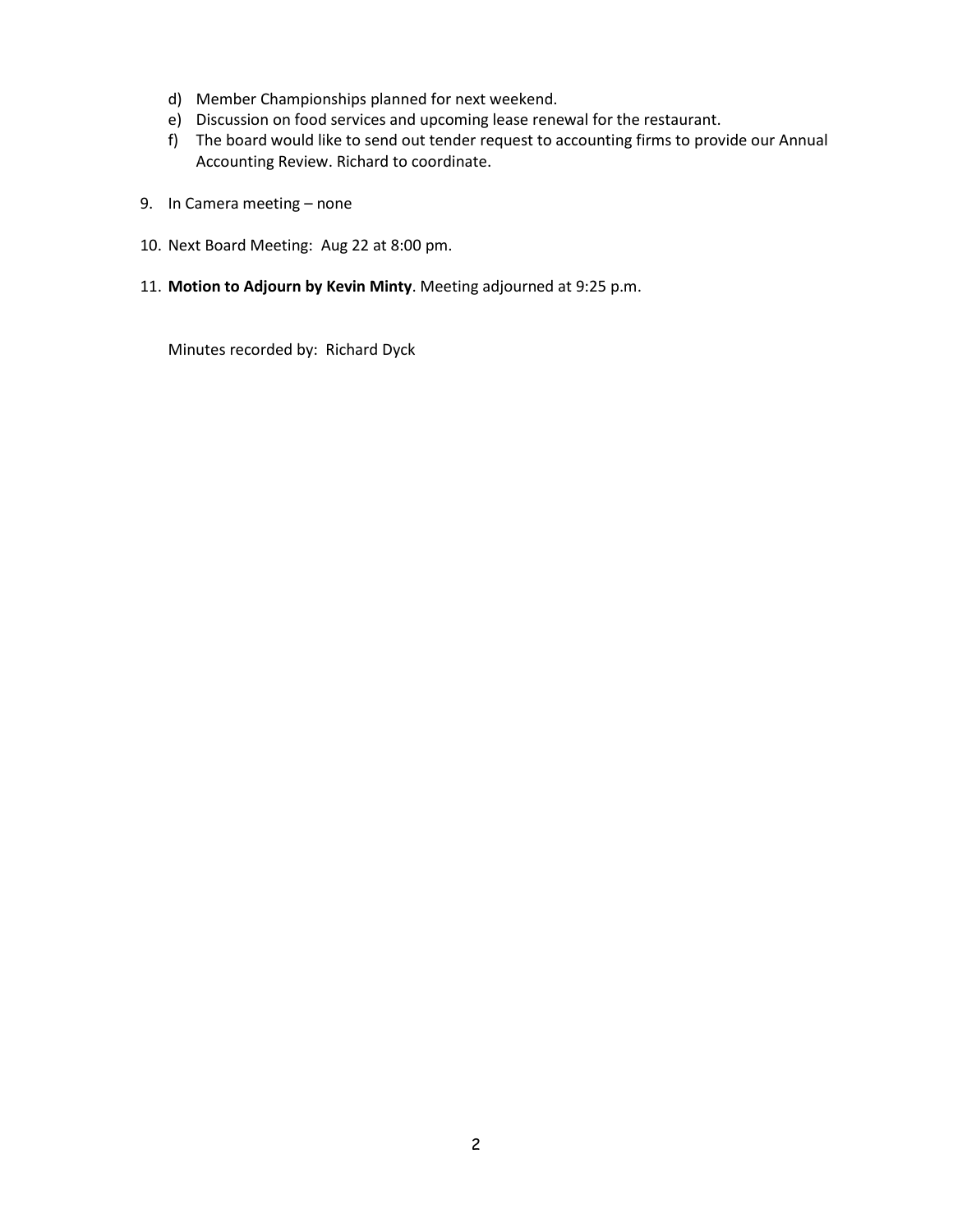d) Member Championships planned for next weekend.
e) Discussion on food services and upcoming lease renewal for the restaurant.
f) The board would like to send out tender request to accounting firms to provide our Annual Accounting Review. Richard to coordinate.

9. In Camera meeting – none

10. Next Board Meeting: Aug 22 at 8:00 pm.

11. **Motion to Adjourn by Kevin Minty**. Meeting adjourned at 9:25 p.m.

Minutes recorded by: Richard Dyck